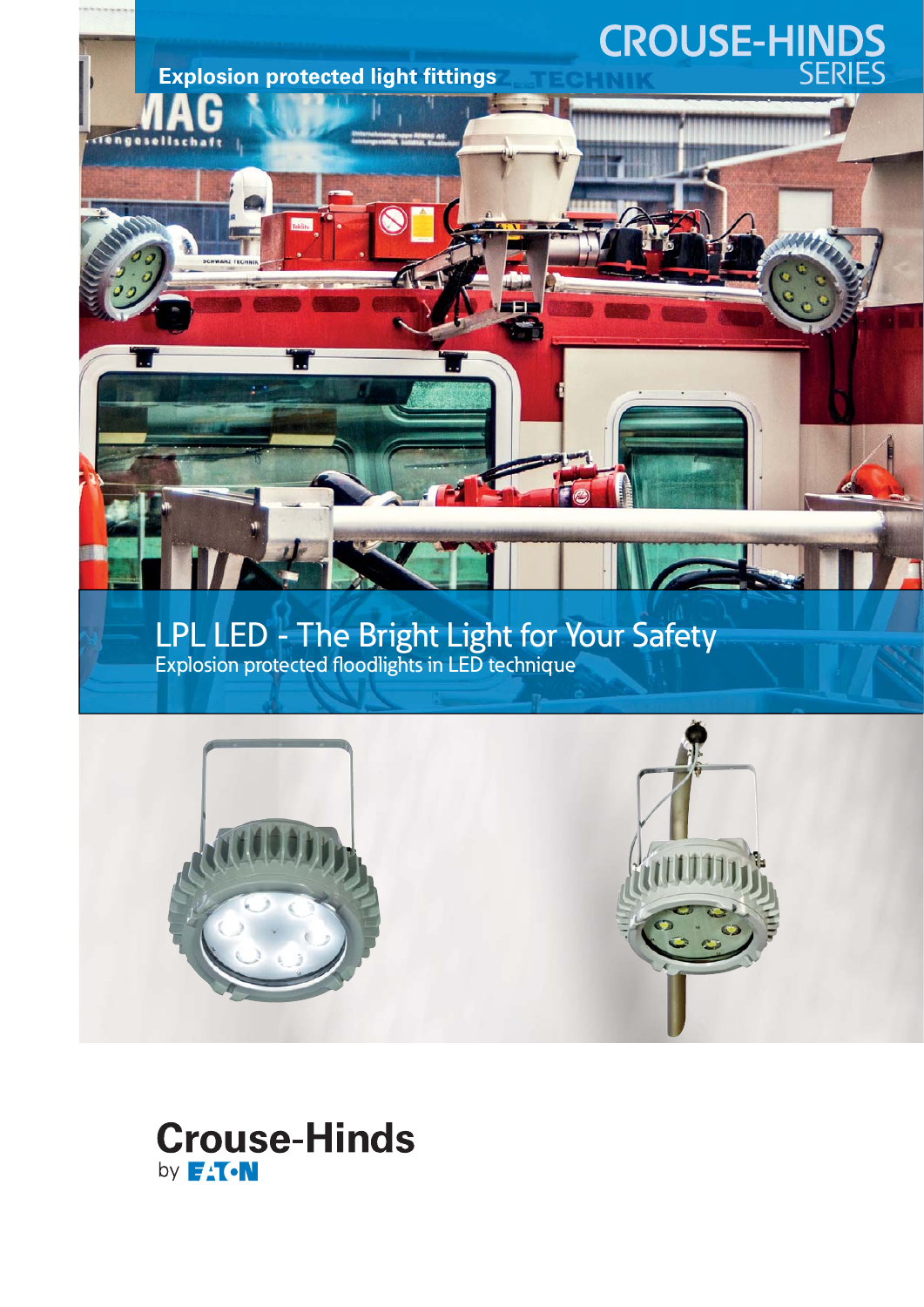# CROUSE-HINDS SERIES

**Explosion protected light fittings**

# LPL LED - The Bright Light for Your Safety

## Explosion protected floodlights in LED technique

**Crouse-Hinds** by EATON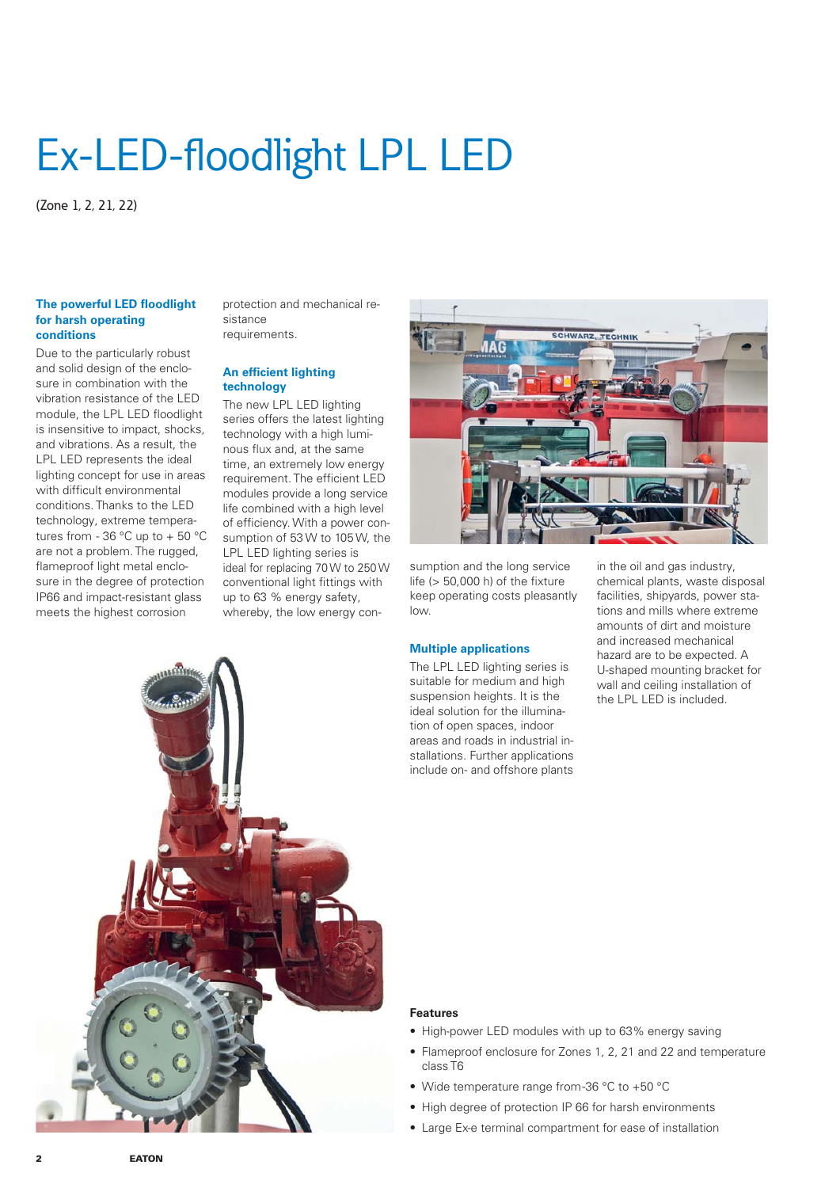# Ex-LED-floodlight LPL LED

(Zone 1, 2, 21, 22)

### The powerful LED floodlight for harsh operating conditions

Due to the particularly robust and solid design of the enclosure in combination with the vibration resistance of the LED module, the LPL LED floodlight is insensitive to impact, shocks, and vibrations. As a result, the LPL LED represents the ideal lighting concept for use in areas with difficult environmental conditions. Thanks to the LED technology, extreme temperatures from - 36 °C up to + 50 °C are not a problem. The rugged, flameproof light metal enclosure in the degree of protection IP66 and impact-resistant glass meets the highest corrosion protection and mechanical resistance requirements.

### An efficient lighting technology

The new LPL LED lighting series offers the latest lighting technology with a high luminous flux and, at the same time, an extremely low energy requirement. The efficient LED modules provide a long service life combined with a high level of efficiency. With a power consumption of 53 W to 105 W, the LPL LED lighting series is ideal for replacing 70 W to 250 W conventional light fittings with up to 63 % energy safety, whereby, the low energy consumption and the long service life (> 50,000 h) of the fixture keep operating costs pleasantly low.

### Multiple applications

The LPL LED lighting series is suitable for medium and high suspension heights. It is the ideal solution for the illumination of open spaces, indoor areas and roads in industrial installations. Further applications include on- and offshore plants in the oil and gas industry, chemical plants, waste disposal facilities, shipyards, power stations and mills where extreme amounts of dirt and moisture and increased mechanical hazard are to be expected. A U-shaped mounting bracket for wall and ceiling installation of the LPL LED is included.

**Features**

- High-power LED modules with up to 63% energy saving
- Flameproof enclosure for Zones 1, 2, 21 and 22 and temperature class T6
- Wide temperature range from-36 °C to +50 °C
- High degree of protection IP 66 for harsh environments
- Large Ex-e terminal compartment for ease of installation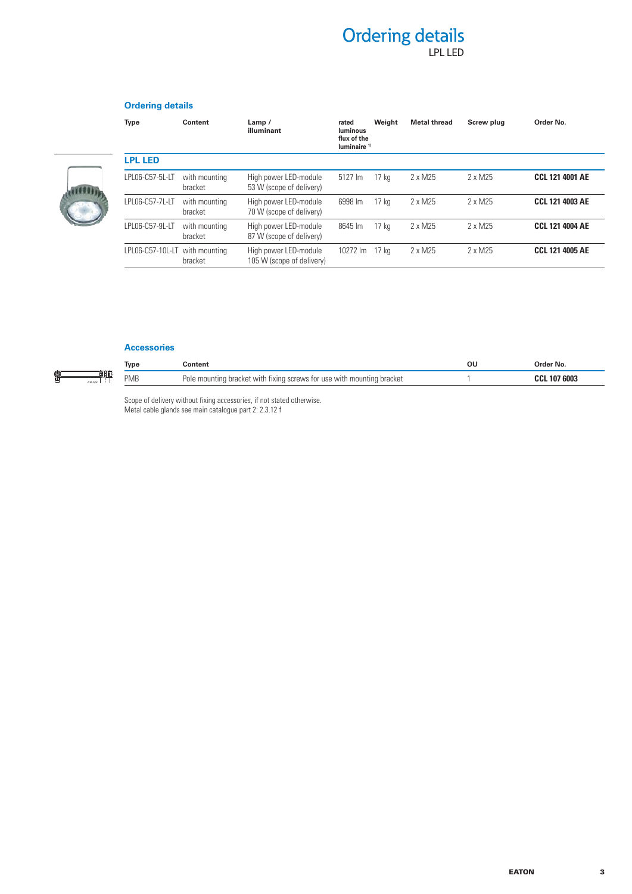# Ordering details

LPL LED

## Ordering details

| Type | Content | Lamp / illuminant | rated luminous flux of the luminaire [1] | Weight | Metal thread | Screw plug | Order No. |
|---|---|---|---|---|---|---|---|
| **LPL LED** | | | | | | | |
| LPL06-C57-5L-LT | with mounting bracket | High power LED-module 53 W (scope of delivery) | 5127 lm | 17 kg | 2 x M25 | 2 x M25 | **CCL 121 4001 AE** |
| LPL06-C57-7L-LT | with mounting bracket | High power LED-module 70 W (scope of delivery) | 6998 lm | 17 kg | 2 x M25 | 2 x M25 | **CCL 121 4003 AE** |
| LPL06-C57-9L-LT | with mounting bracket | High power LED-module 87 W (scope of delivery) | 8645 lm | 17 kg | 2 x M25 | 2 x M25 | **CCL 121 4004 AE** |
| LPL06-C57-10L-LT | with mounting bracket | High power LED-module 105 W (scope of delivery) | 10272 lm | 17 kg | 2 x M25 | 2 x M25 | **CCL 121 4005 AE** |

## Accessories

| Type | Content | OU | Order No. |
|---|---|---|---|
| PMB | Pole mounting bracket with fixing screws for use with mounting bracket | 1 | **CCL 107 6003** |

Scope of delivery without fixing accessories, if not stated otherwise.
Metal cable glands see main catalogue part 2: 2.3.12 f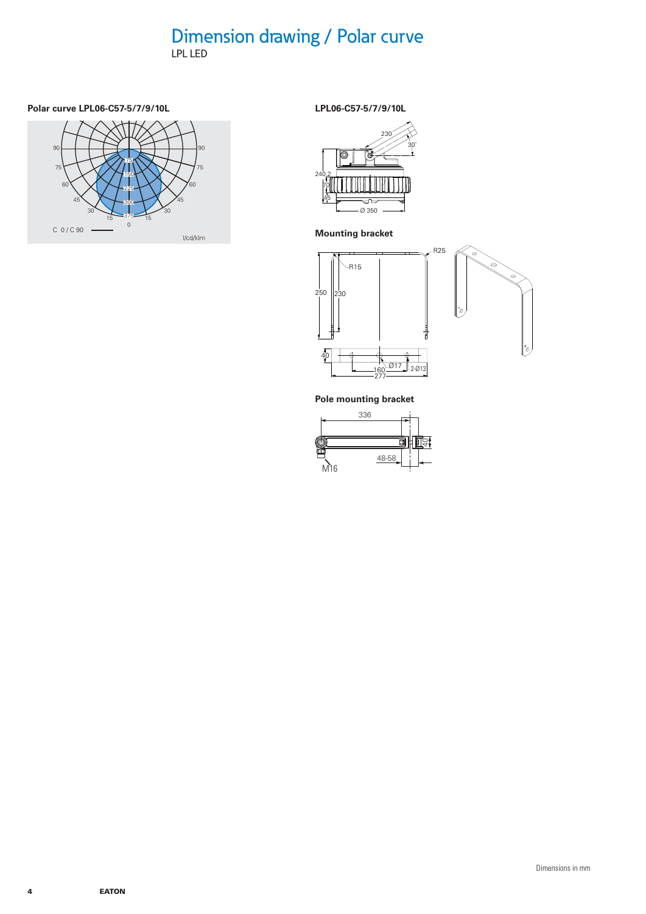# Dimension drawing / Polar curve

LPL LED

### Polar curve LPL06-C57-5/7/9/10L

90 90 75 75 60 60 45 45 30 30 15 15 0

75 150 225 300 375

C 0 / C 90

I/cd/klm

### LPL06-C57-5/7/9/10L

230

30°

240.2

70

45

Ø 350

### Mounting bracket

R25

R15

250

230

40

Ø17

160

277

2-Ø13

### Pole mounting bracket

336

48-58

M16

40

Dimensions in mm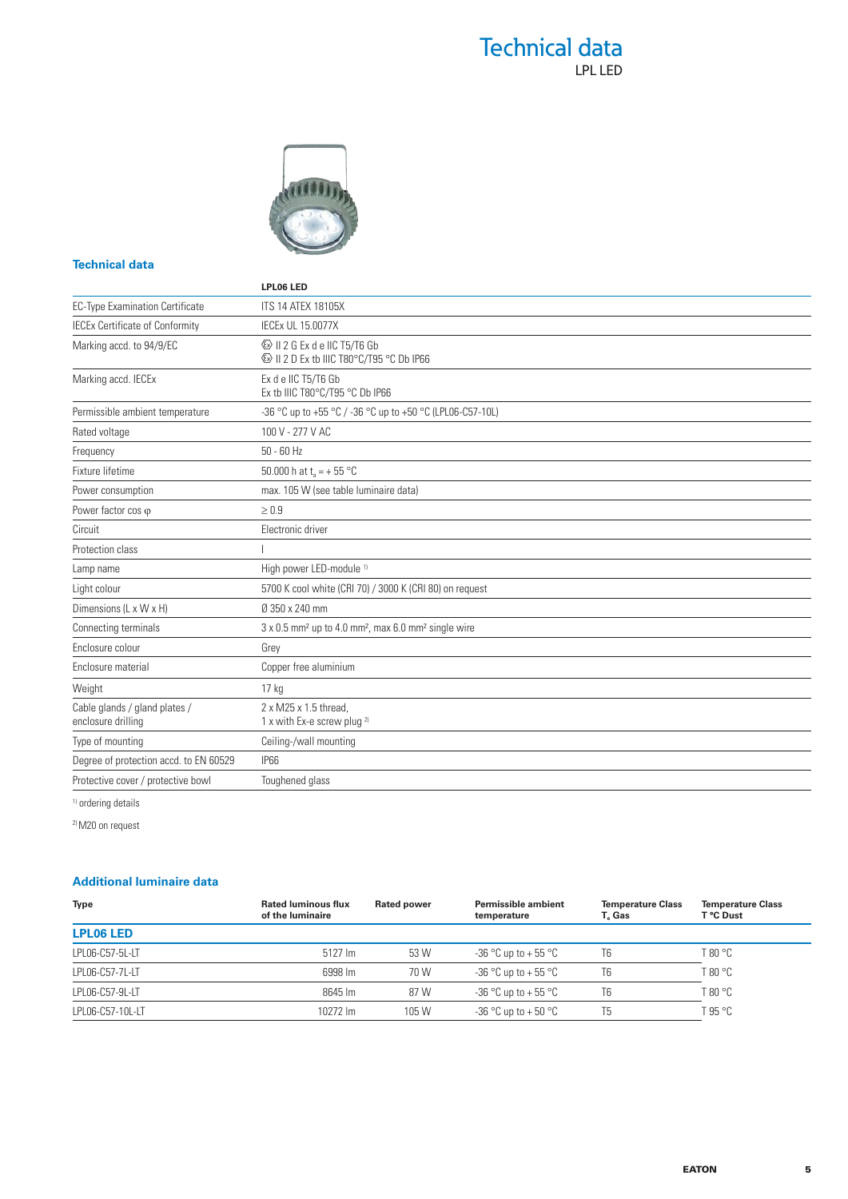# Technical data

LPL LED

## Technical data

| | LPL06 LED |
|---|---|
| EC-Type Examination Certificate | ITS 14 ATEX 18105X |
| IECEx Certificate of Conformity | IECEx UL 15.0077X |
| Marking accd. to 94/9/EC | Ex II 2 G Ex d e IIC T5/T6 Gb<br>Ex II 2 D Ex tb IIIC T80°C/T95 °C Db IP66 |
| Marking accd. IECEx | Ex d e IIC T5/T6 Gb<br>Ex tb IIIC T80°C/T95 °C Db IP66 |
| Permissible ambient temperature | -36 °C up to +55 °C / -36 °C up to +50 °C (LPL06-C57-10L) |
| Rated voltage | 100 V - 277 V AC |
| Frequency | 50 - 60 Hz |
| Fixture lifetime | 50.000 h at $t_a$ = + 55 °C |
| Power consumption | max. 105 W (see table luminaire data) |
| Power factor cos φ | ≥ 0.9 |
| Circuit | Electronic driver |
| Protection class | I |
| Lamp name | High power LED-module [1] |
| Light colour | 5700 K cool white (CRI 70) / 3000 K (CRI 80) on request |
| Dimensions (L x W x H) | Ø 350 x 240 mm |
| Connecting terminals | 3 x 0.5 mm² up to 4.0 mm², max 6.0 mm² single wire |
| Enclosure colour | Grey |
| Enclosure material | Copper free aluminium |
| Weight | 17 kg |
| Cable glands / gland plates / enclosure drilling | 2 x M25 x 1.5 thread,<br>1 x with Ex-e screw plug [2] |
| Type of mounting | Ceiling-/wall mounting |
| Degree of protection accd. to EN 60529 | IP66 |
| Protective cover / protective bowl | Toughened glass |

[1] ordering details

[2] M20 on request

## Additional luminaire data

| Type | Rated luminous flux of the luminaire | Rated power | Permissible ambient temperature | Temperature Class $T_e$ Gas | Temperature Class T °C Dust |
|---|---|---|---|---|---|
| **LPL06 LED** | | | | | |
| LPL06-C57-5L-LT | 5127 lm | 53 W | -36 °C up to + 55 °C | T6 | T 80 °C |
| LPL06-C57-7L-LT | 6998 lm | 70 W | -36 °C up to + 55 °C | T6 | T 80 °C |
| LPL06-C57-9L-LT | 8645 lm | 87 W | -36 °C up to + 55 °C | T6 | T 80 °C |
| LPL06-C57-10L-LT | 10272 lm | 105 W | -36 °C up to + 50 °C | T5 | T 95 °C |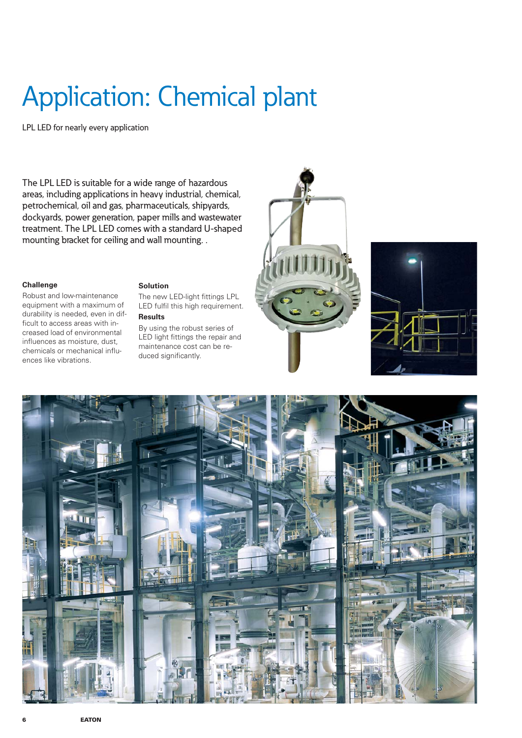# Application: Chemical plant

LPL LED for nearly every application

The LPL LED is suitable for a wide range of hazardous areas, including applications in heavy industrial, chemical, petrochemical, oil and gas, pharmaceuticals, shipyards, dockyards, power generation, paper mills and wastewater treatment. The LPL LED comes with a standard U-shaped mounting bracket for ceiling and wall mounting. .

**Challenge**

Robust and low-maintenance equipment with a maximum of durability is needed, even in difficult to access areas with increased load of environmental influences as moisture, dust, chemicals or mechanical influences like vibrations.

**Solution**

The new LED-light fittings LPL LED fulfil this high requirement.

**Results**

By using the robust series of LED light fittings the repair and maintenance cost can be reduced significantly.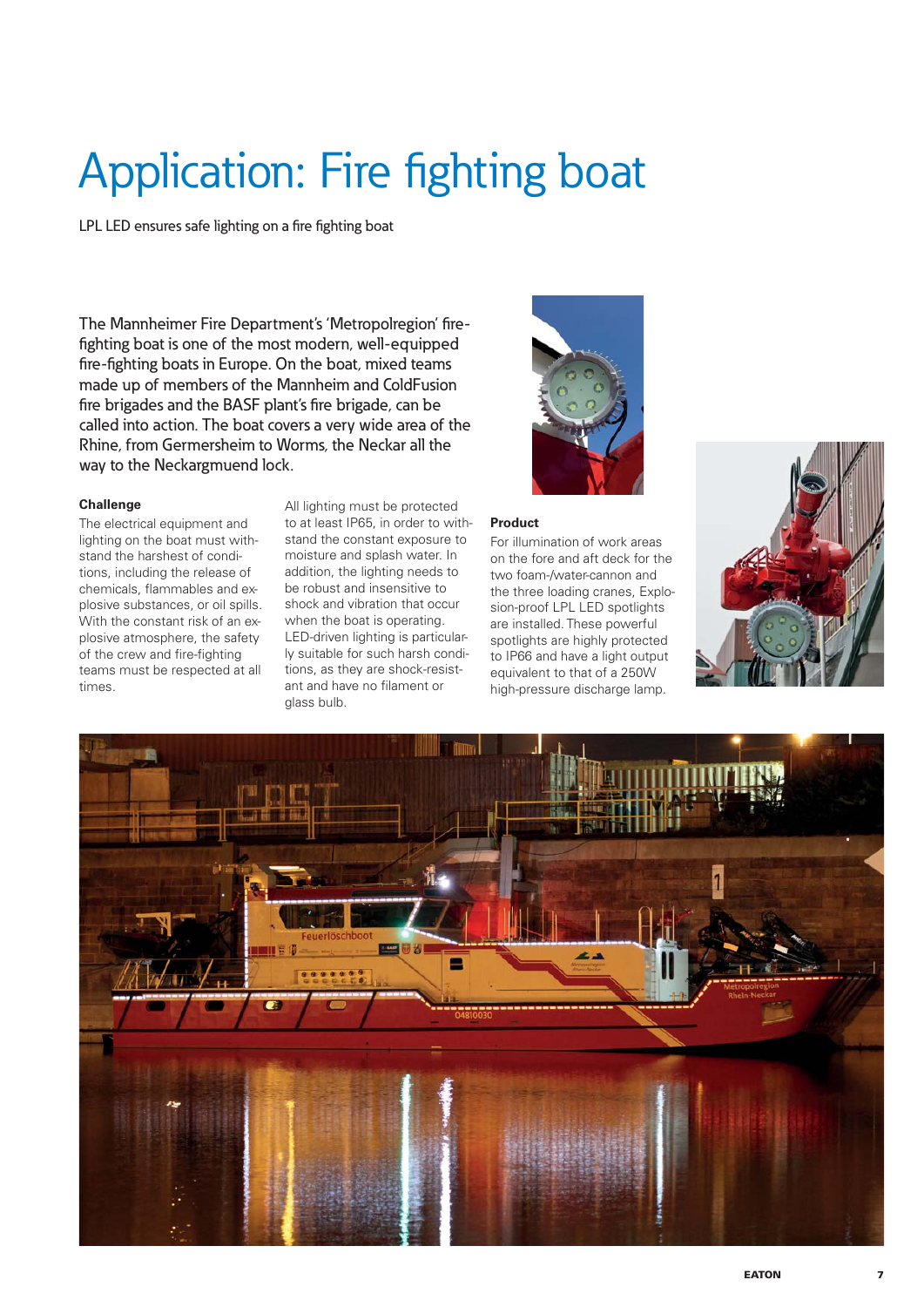# Application: Fire fighting boat

LPL LED ensures safe lighting on a fire fighting boat

The Mannheimer Fire Department's 'Metropolregion' fire-fighting boat is one of the most modern, well-equipped fire-fighting boats in Europe. On the boat, mixed teams made up of members of the Mannheim and ColdFusion fire brigades and the BASF plant's fire brigade, can be called into action. The boat covers a very wide area of the Rhine, from Germersheim to Worms, the Neckar all the way to the Neckargmuend lock.

### Challenge

The electrical equipment and lighting on the boat must withstand the harshest of conditions, including the release of chemicals, flammables and explosive substances, or oil spills. With the constant risk of an explosive atmosphere, the safety of the crew and fire-fighting teams must be respected at all times.

All lighting must be protected to at least IP65, in order to withstand the constant exposure to moisture and splash water. In addition, the lighting needs to be robust and insensitive to shock and vibration that occur when the boat is operating. LED-driven lighting is particularly suitable for such harsh conditions, as they are shock-resistant and have no filament or glass bulb.

### Product

For illumination of work areas on the fore and aft deck for the two foam-/water-cannon and the three loading cranes, Explosion-proof LPL LED spotlights are installed. These powerful spotlights are highly protected to IP66 and have a light output equivalent to that of a 250W high-pressure discharge lamp.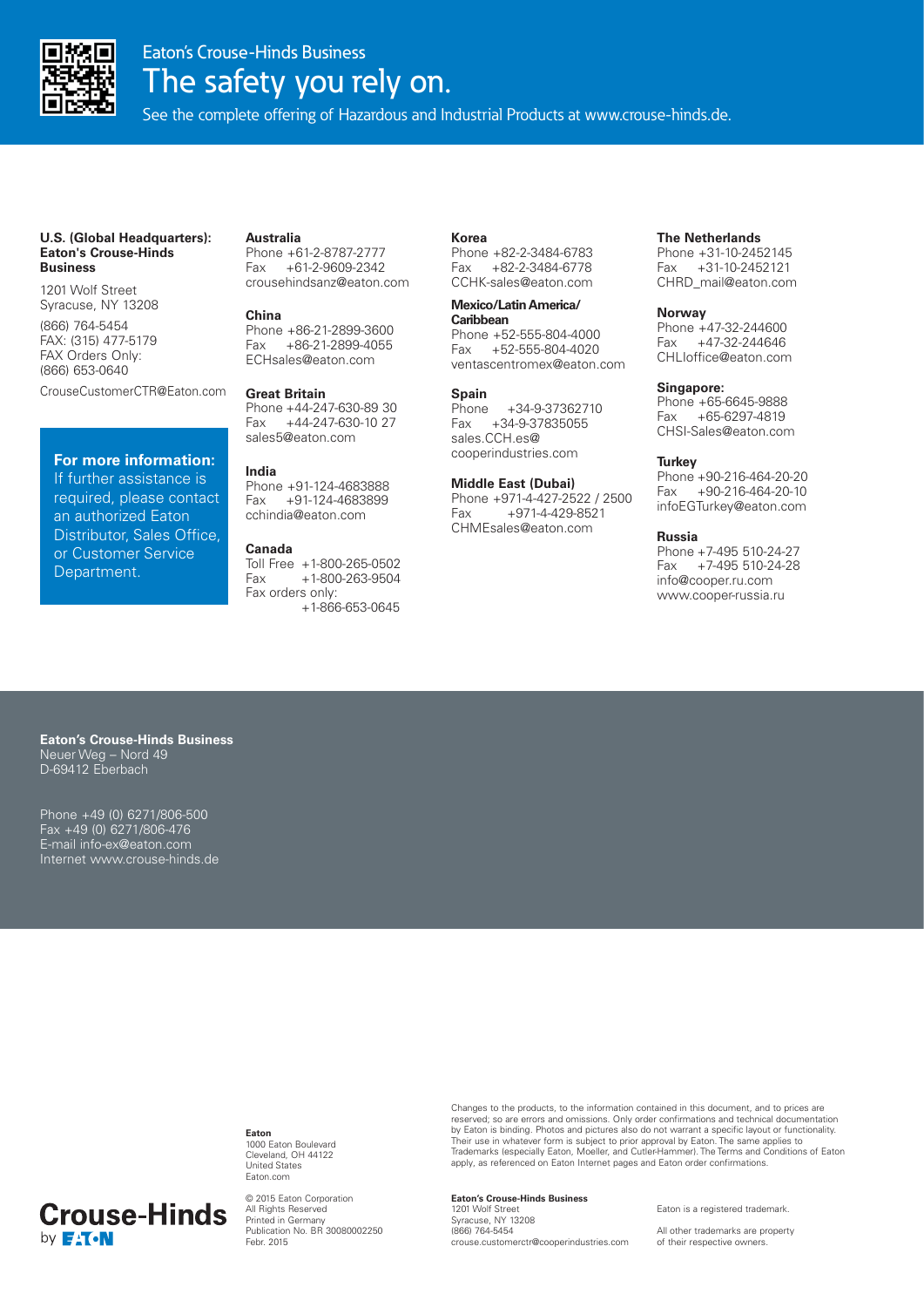Eaton's Crouse-Hinds Business

# The safety you rely on.

See the complete offering of Hazardous and Industrial Products at www.crouse-hinds.de.

**U.S. (Global Headquarters): Eaton's Crouse-Hinds Business**
1201 Wolf Street
Syracuse, NY 13208
(866) 764-5454
FAX: (315) 477-5179
FAX Orders Only:
(866) 653-0640
CrouseCustomerCTR@Eaton.com

**For more information:**
If further assistance is required, please contact an authorized Eaton Distributor, Sales Office, or Customer Service Department.

**Australia**
Phone +61-2-8787-2777
Fax +61-2-9609-2342
crousehindsanz@eaton.com

**China**
Phone +86-21-2899-3600
Fax +86-21-2899-4055
ECHsales@eaton.com

**Great Britain**
Phone +44-247-630-89 30
Fax +44-247-630-10 27
sales5@eaton.com

**India**
Phone +91-124-4683888
Fax +91-124-4683899
cchindia@eaton.com

**Canada**
Toll Free +1-800-265-0502
Fax +1-800-263-9504
Fax orders only:
+1-866-653-0645

**Korea**
Phone +82-2-3484-6783
Fax +82-2-3484-6778
CCHK-sales@eaton.com

**Mexico/Latin America/ Caribbean**
Phone +52-555-804-4000
Fax +52-555-804-4020
ventascentromex@eaton.com

**Spain**
Phone +34-9-37362710
Fax +34-9-37835055
sales.CCH.es@cooperindustries.com

**Middle East (Dubai)**
Phone +971-4-427-2522 / 2500
Fax +971-4-429-8521
CHMEsales@eaton.com

**The Netherlands**
Phone +31-10-2452145
Fax +31-10-2452121
CHRD_mail@eaton.com

**Norway**
Phone +47-32-244600
Fax +47-32-244646
CHLIoffice@eaton.com

**Singapore:**
Phone +65-6645-9888
Fax +65-6297-4819
CHSI-Sales@eaton.com

**Turkey**
Phone +90-216-464-20-20
Fax +90-216-464-20-10
infoEGTurkey@eaton.com

**Russia**
Phone +7-495 510-24-27
Fax +7-495 510-24-28
info@cooper.ru.com
www.cooper-russia.ru

**Eaton's Crouse-Hinds Business**
Neuer Weg – Nord 49
D-69412 Eberbach

Phone +49 (0) 6271/806-500
Fax +49 (0) 6271/806-476
E-mail info-ex@eaton.com
Internet www.crouse-hinds.de

Crouse-Hinds by EATON

**Eaton**
1000 Eaton Boulevard
Cleveland, OH 44122
United States
Eaton.com

© 2015 Eaton Corporation
All Rights Reserved
Printed in Germany
Publication No. BR 30080002250
Febr. 2015

Changes to the products, to the information contained in this document, and to prices are reserved; so are errors and omissions. Only order confirmations and technical documentation by Eaton is binding. Photos and pictures also do not warrant a specific layout or functionality. Their use in whatever form is subject to prior approval by Eaton. The same applies to Trademarks (especially Eaton, Moeller, and Cutler-Hammer). The Terms and Conditions of Eaton apply, as referenced on Eaton Internet pages and Eaton order confirmations.

**Eaton's Crouse-Hinds Business**
1201 Wolf Street
Syracuse, NY 13208
(866) 764-5454
crouse.customerctr@cooperindustries.com

Eaton is a registered trademark.

All other trademarks are property of their respective owners.